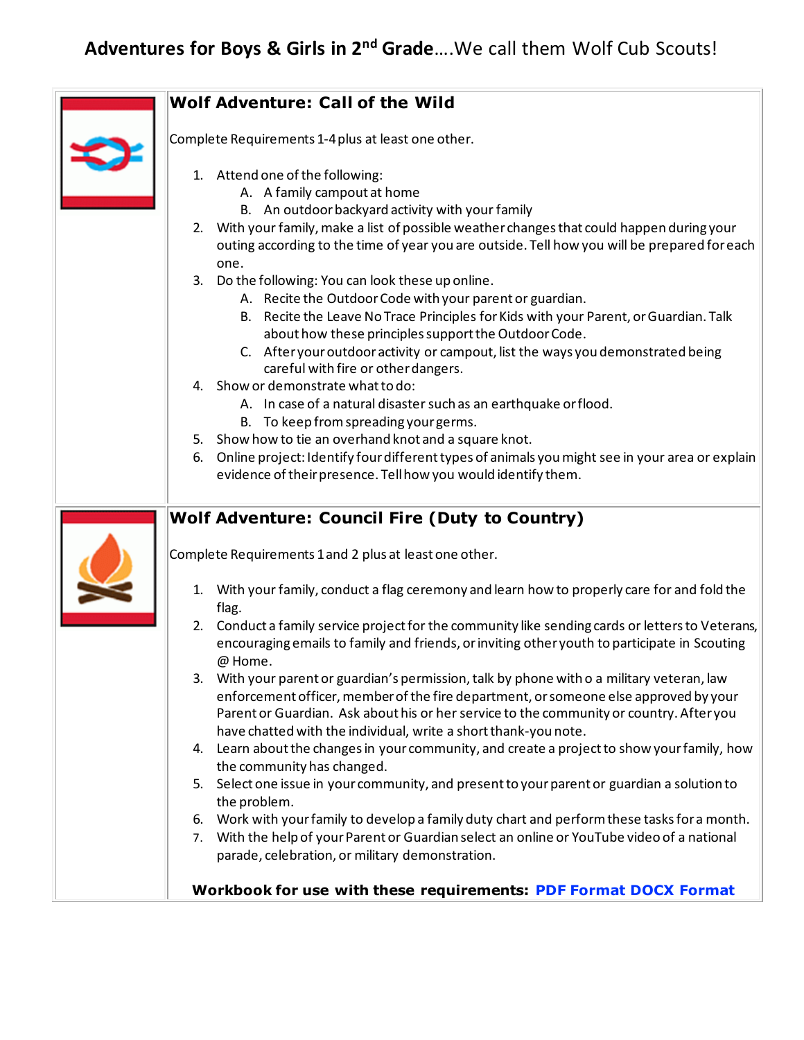# Adventures for Boys & Girls in 2nd Grade….We call them Wolf Cub Scouts!

## Wolf Adventure: Call of the Wild

Complete Requirements 1-4 plus at least one other.

1. Attend one of the following:
   A. A family campout at home
   B. An outdoor backyard activity with your family
2. With your family, make a list of possible weather changes that could happen during your outing according to the time of year you are outside. Tell how you will be prepared for each one.
3. Do the following: You can look these up online.
   A. Recite the Outdoor Code with your parent or guardian.
   B. Recite the Leave No Trace Principles for Kids with your Parent, or Guardian. Talk about how these principles support the Outdoor Code.
   C. After your outdoor activity or campout, list the ways you demonstrated being careful with fire or other dangers.
4. Show or demonstrate what to do:
   A. In case of a natural disaster such as an earthquake or flood.
   B. To keep from spreading your germs.
5. Show how to tie an overhand knot and a square knot.
6. Online project: Identify four different types of animals you might see in your area or explain evidence of their presence. Tell how you would identify them.

## Wolf Adventure: Council Fire (Duty to Country)

Complete Requirements 1 and 2 plus at least one other.

1. With your family, conduct a flag ceremony and learn how to properly care for and fold the flag.
2. Conduct a family service project for the community like sending cards or letters to Veterans, encouraging emails to family and friends, or inviting other youth to participate in Scouting @ Home.
3. With your parent or guardian's permission, talk by phone with o a military veteran, law enforcement officer, member of the fire department, or someone else approved by your Parent or Guardian. Ask about his or her service to the community or country. After you have chatted with the individual, write a short thank-you note.
4. Learn about the changes in your community, and create a project to show your family, how the community has changed.
5. Select one issue in your community, and present to your parent or guardian a solution to the problem.
6. Work with your family to develop a family duty chart and perform these tasks for a month.
7. With the help of your Parent or Guardian select an online or YouTube video of a national parade, celebration, or military demonstration.

**Workbook for use with these requirements: PDF Format DOCX Format**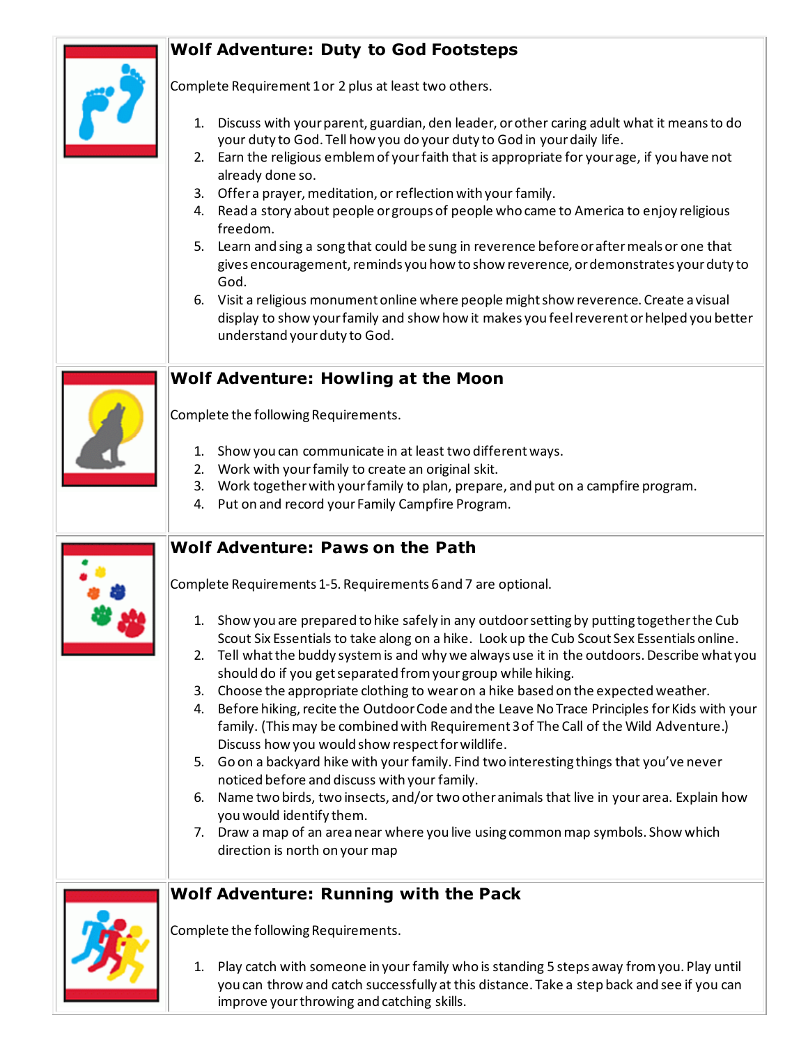## Wolf Adventure: Duty to God Footsteps

Complete Requirement 1 or 2 plus at least two others.

1. Discuss with your parent, guardian, den leader, or other caring adult what it means to do your duty to God. Tell how you do your duty to God in your daily life.
2. Earn the religious emblem of your faith that is appropriate for your age, if you have not already done so.
3. Offer a prayer, meditation, or reflection with your family.
4. Read a story about people or groups of people who came to America to enjoy religious freedom.
5. Learn and sing a song that could be sung in reverence before or after meals or one that gives encouragement, reminds you how to show reverence, or demonstrates your duty to God.
6. Visit a religious monument online where people might show reverence. Create a visual display to show your family and show how it makes you feel reverent or helped you better understand your duty to God.

## Wolf Adventure: Howling at the Moon

Complete the following Requirements.

1. Show you can communicate in at least two different ways.
2. Work with your family to create an original skit.
3. Work together with your family to plan, prepare, and put on a campfire program.
4. Put on and record your Family Campfire Program.

## Wolf Adventure: Paws on the Path

Complete Requirements 1-5. Requirements 6 and 7 are optional.

1. Show you are prepared to hike safely in any outdoor setting by putting together the Cub Scout Six Essentials to take along on a hike. Look up the Cub Scout Sex Essentials online.
2. Tell what the buddy system is and why we always use it in the outdoors. Describe what you should do if you get separated from your group while hiking.
3. Choose the appropriate clothing to wear on a hike based on the expected weather.
4. Before hiking, recite the Outdoor Code and the Leave No Trace Principles for Kids with your family. (This may be combined with Requirement 3 of The Call of the Wild Adventure.) Discuss how you would show respect for wildlife.
5. Go on a backyard hike with your family. Find two interesting things that you've never noticed before and discuss with your family.
6. Name two birds, two insects, and/or two other animals that live in your area. Explain how you would identify them.
7. Draw a map of an area near where you live using common map symbols. Show which direction is north on your map

## Wolf Adventure: Running with the Pack

Complete the following Requirements.

1. Play catch with someone in your family who is standing 5 steps away from you. Play until you can throw and catch successfully at this distance. Take a step back and see if you can improve your throwing and catching skills.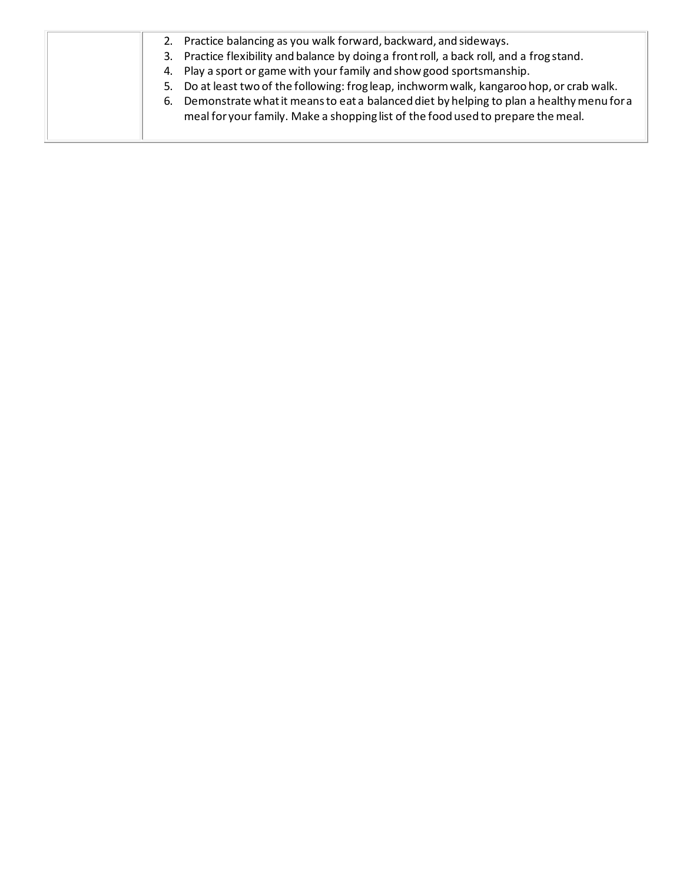| | |
|---|---|
| | 2. Practice balancing as you walk forward, backward, and sideways.<br>3. Practice flexibility and balance by doing a front roll, a back roll, and a frog stand.<br>4. Play a sport or game with your family and show good sportsmanship.<br>5. Do at least two of the following: frog leap, inchworm walk, kangaroo hop, or crab walk.<br>6. Demonstrate what it means to eat a balanced diet by helping to plan a healthy menu for a meal for your family. Make a shopping list of the food used to prepare the meal. |